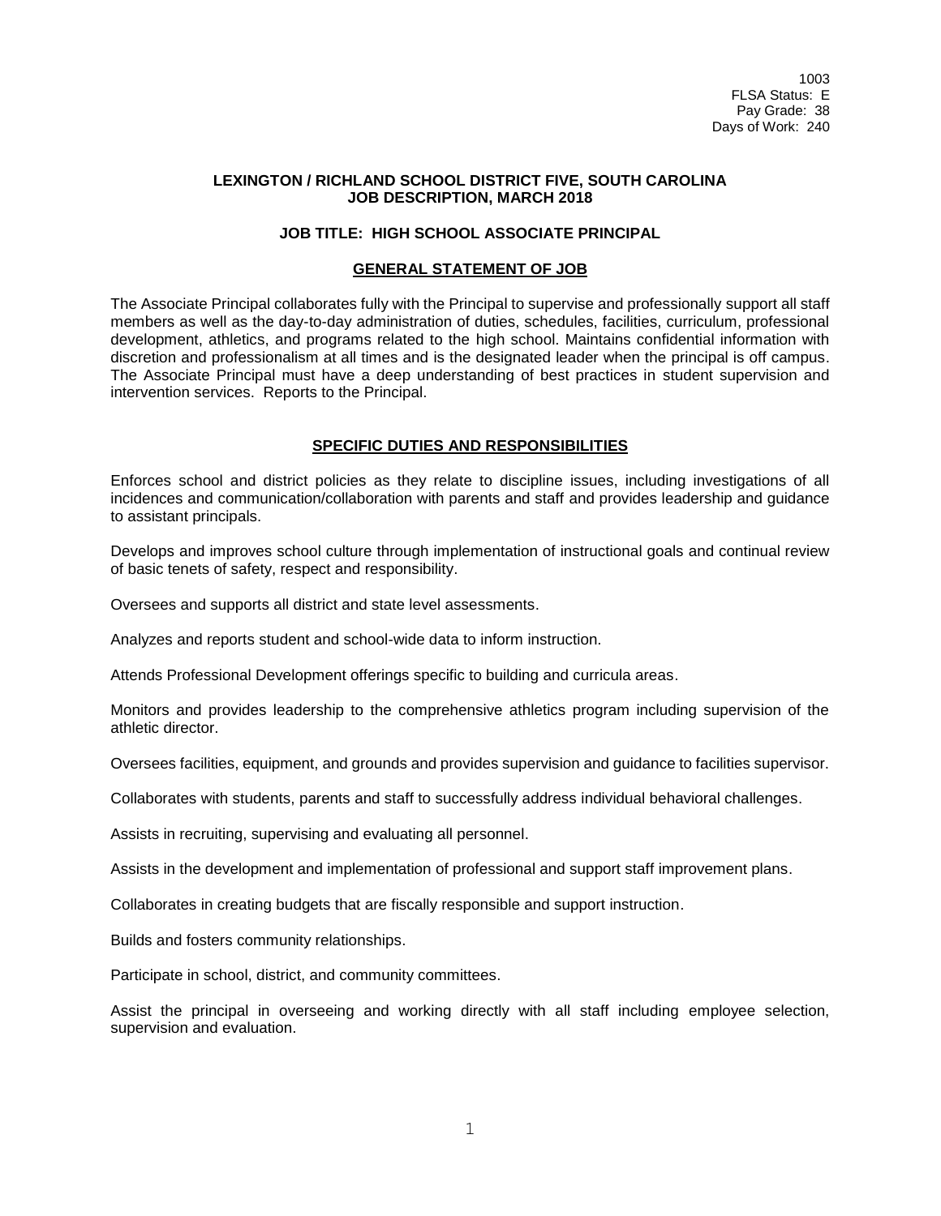1003
FLSA Status: E
Pay Grade: 38
Days of Work: 240

**LEXINGTON / RICHLAND SCHOOL DISTRICT FIVE, SOUTH CAROLINA**
**JOB DESCRIPTION, MARCH 2018**

# JOB TITLE: HIGH SCHOOL ASSOCIATE PRINCIPAL

## GENERAL STATEMENT OF JOB

The Associate Principal collaborates fully with the Principal to supervise and professionally support all staff members as well as the day-to-day administration of duties, schedules, facilities, curriculum, professional development, athletics, and programs related to the high school. Maintains confidential information with discretion and professionalism at all times and is the designated leader when the principal is off campus. The Associate Principal must have a deep understanding of best practices in student supervision and intervention services. Reports to the Principal.

## SPECIFIC DUTIES AND RESPONSIBILITIES

Enforces school and district policies as they relate to discipline issues, including investigations of all incidences and communication/collaboration with parents and staff and provides leadership and guidance to assistant principals.

Develops and improves school culture through implementation of instructional goals and continual review of basic tenets of safety, respect and responsibility.

Oversees and supports all district and state level assessments.

Analyzes and reports student and school-wide data to inform instruction.

Attends Professional Development offerings specific to building and curricula areas.

Monitors and provides leadership to the comprehensive athletics program including supervision of the athletic director.

Oversees facilities, equipment, and grounds and provides supervision and guidance to facilities supervisor.

Collaborates with students, parents and staff to successfully address individual behavioral challenges.

Assists in recruiting, supervising and evaluating all personnel.

Assists in the development and implementation of professional and support staff improvement plans.

Collaborates in creating budgets that are fiscally responsible and support instruction.

Builds and fosters community relationships.

Participate in school, district, and community committees.

Assist the principal in overseeing and working directly with all staff including employee selection, supervision and evaluation.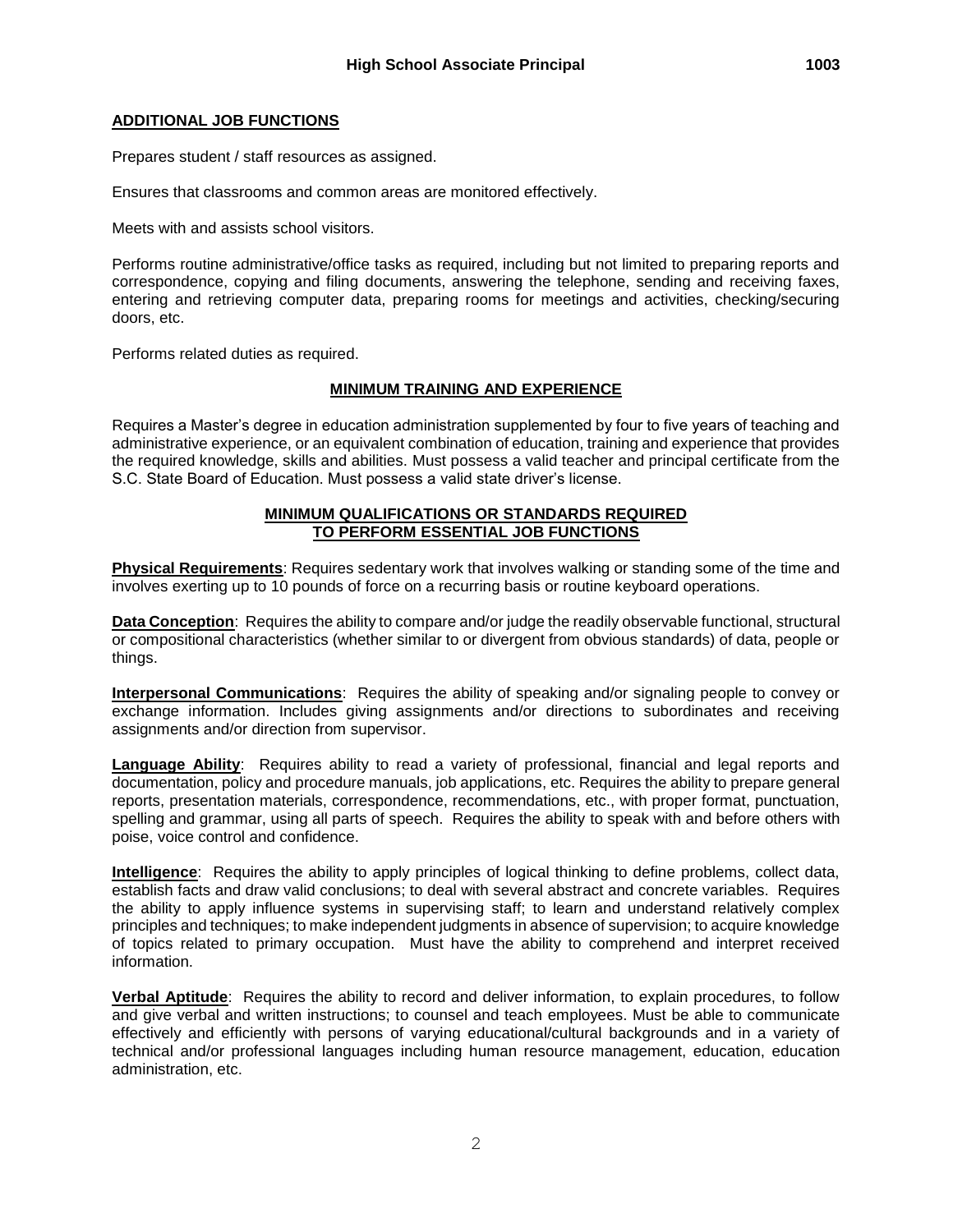## ADDITIONAL JOB FUNCTIONS

Prepares student / staff resources as assigned.

Ensures that classrooms and common areas are monitored effectively.

Meets with and assists school visitors.

Performs routine administrative/office tasks as required, including but not limited to preparing reports and correspondence, copying and filing documents, answering the telephone, sending and receiving faxes, entering and retrieving computer data, preparing rooms for meetings and activities, checking/securing doors, etc.

Performs related duties as required.

## MINIMUM TRAINING AND EXPERIENCE

Requires a Master's degree in education administration supplemented by four to five years of teaching and administrative experience, or an equivalent combination of education, training and experience that provides the required knowledge, skills and abilities. Must possess a valid teacher and principal certificate from the S.C. State Board of Education. Must possess a valid state driver's license.

## MINIMUM QUALIFICATIONS OR STANDARDS REQUIRED TO PERFORM ESSENTIAL JOB FUNCTIONS

**Physical Requirements**: Requires sedentary work that involves walking or standing some of the time and involves exerting up to 10 pounds of force on a recurring basis or routine keyboard operations.

**Data Conception**: Requires the ability to compare and/or judge the readily observable functional, structural or compositional characteristics (whether similar to or divergent from obvious standards) of data, people or things.

**Interpersonal Communications**: Requires the ability of speaking and/or signaling people to convey or exchange information. Includes giving assignments and/or directions to subordinates and receiving assignments and/or direction from supervisor.

**Language Ability**: Requires ability to read a variety of professional, financial and legal reports and documentation, policy and procedure manuals, job applications, etc. Requires the ability to prepare general reports, presentation materials, correspondence, recommendations, etc., with proper format, punctuation, spelling and grammar, using all parts of speech. Requires the ability to speak with and before others with poise, voice control and confidence.

**Intelligence**: Requires the ability to apply principles of logical thinking to define problems, collect data, establish facts and draw valid conclusions; to deal with several abstract and concrete variables. Requires the ability to apply influence systems in supervising staff; to learn and understand relatively complex principles and techniques; to make independent judgments in absence of supervision; to acquire knowledge of topics related to primary occupation. Must have the ability to comprehend and interpret received information.

**Verbal Aptitude**: Requires the ability to record and deliver information, to explain procedures, to follow and give verbal and written instructions; to counsel and teach employees. Must be able to communicate effectively and efficiently with persons of varying educational/cultural backgrounds and in a variety of technical and/or professional languages including human resource management, education, education administration, etc.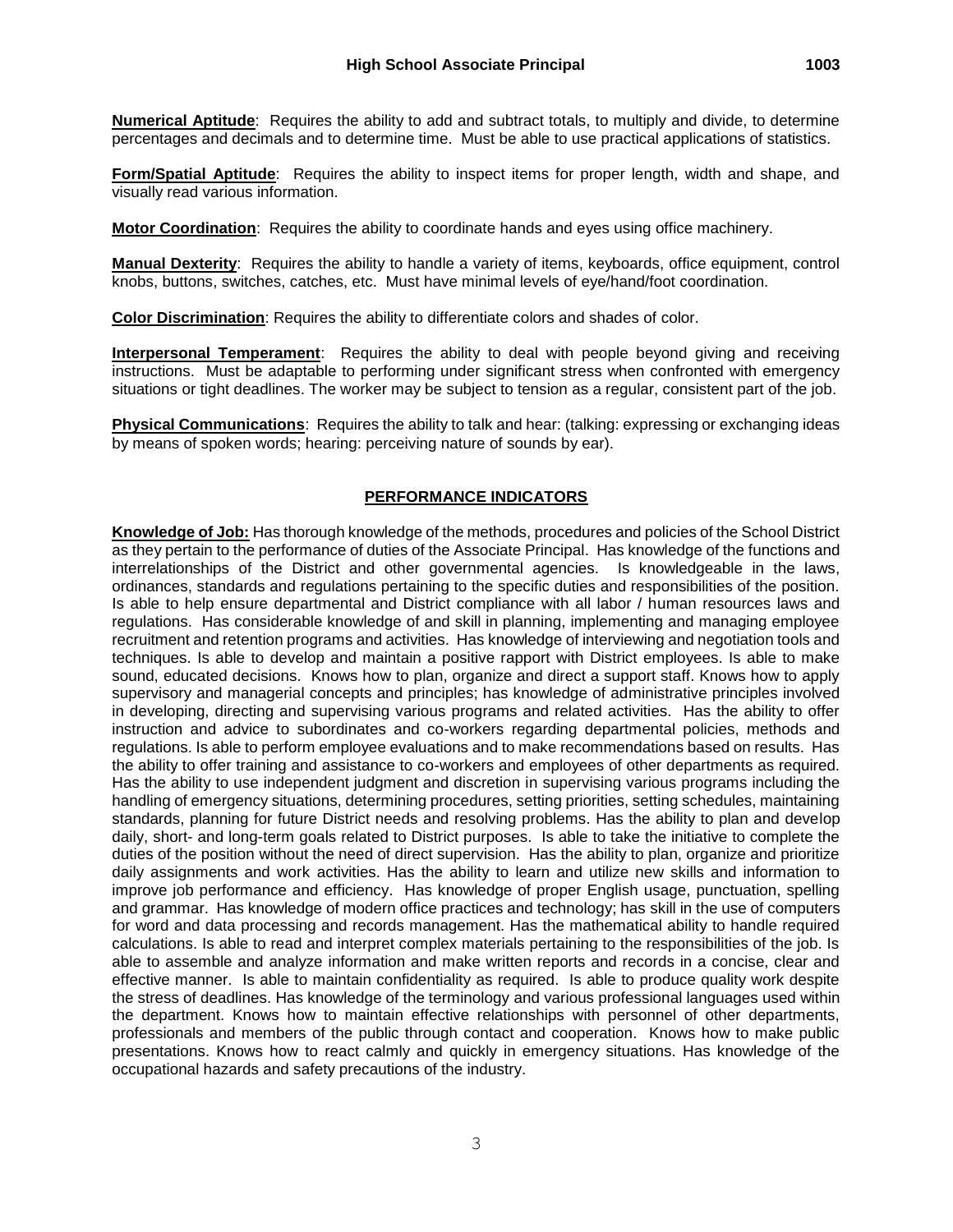**Numerical Aptitude**: Requires the ability to add and subtract totals, to multiply and divide, to determine percentages and decimals and to determine time. Must be able to use practical applications of statistics.

**Form/Spatial Aptitude**: Requires the ability to inspect items for proper length, width and shape, and visually read various information.

**Motor Coordination**: Requires the ability to coordinate hands and eyes using office machinery.

**Manual Dexterity**: Requires the ability to handle a variety of items, keyboards, office equipment, control knobs, buttons, switches, catches, etc. Must have minimal levels of eye/hand/foot coordination.

**Color Discrimination**: Requires the ability to differentiate colors and shades of color.

**Interpersonal Temperament**: Requires the ability to deal with people beyond giving and receiving instructions. Must be adaptable to performing under significant stress when confronted with emergency situations or tight deadlines. The worker may be subject to tension as a regular, consistent part of the job.

**Physical Communications**: Requires the ability to talk and hear: (talking: expressing or exchanging ideas by means of spoken words; hearing: perceiving nature of sounds by ear).

## PERFORMANCE INDICATORS

**Knowledge of Job:** Has thorough knowledge of the methods, procedures and policies of the School District as they pertain to the performance of duties of the Associate Principal. Has knowledge of the functions and interrelationships of the District and other governmental agencies. Is knowledgeable in the laws, ordinances, standards and regulations pertaining to the specific duties and responsibilities of the position. Is able to help ensure departmental and District compliance with all labor / human resources laws and regulations. Has considerable knowledge of and skill in planning, implementing and managing employee recruitment and retention programs and activities. Has knowledge of interviewing and negotiation tools and techniques. Is able to develop and maintain a positive rapport with District employees. Is able to make sound, educated decisions. Knows how to plan, organize and direct a support staff. Knows how to apply supervisory and managerial concepts and principles; has knowledge of administrative principles involved in developing, directing and supervising various programs and related activities. Has the ability to offer instruction and advice to subordinates and co-workers regarding departmental policies, methods and regulations. Is able to perform employee evaluations and to make recommendations based on results. Has the ability to offer training and assistance to co-workers and employees of other departments as required. Has the ability to use independent judgment and discretion in supervising various programs including the handling of emergency situations, determining procedures, setting priorities, setting schedules, maintaining standards, planning for future District needs and resolving problems. Has the ability to plan and develop daily, short- and long-term goals related to District purposes. Is able to take the initiative to complete the duties of the position without the need of direct supervision. Has the ability to plan, organize and prioritize daily assignments and work activities. Has the ability to learn and utilize new skills and information to improve job performance and efficiency. Has knowledge of proper English usage, punctuation, spelling and grammar. Has knowledge of modern office practices and technology; has skill in the use of computers for word and data processing and records management. Has the mathematical ability to handle required calculations. Is able to read and interpret complex materials pertaining to the responsibilities of the job. Is able to assemble and analyze information and make written reports and records in a concise, clear and effective manner. Is able to maintain confidentiality as required. Is able to produce quality work despite the stress of deadlines. Has knowledge of the terminology and various professional languages used within the department. Knows how to maintain effective relationships with personnel of other departments, professionals and members of the public through contact and cooperation. Knows how to make public presentations. Knows how to react calmly and quickly in emergency situations. Has knowledge of the occupational hazards and safety precautions of the industry.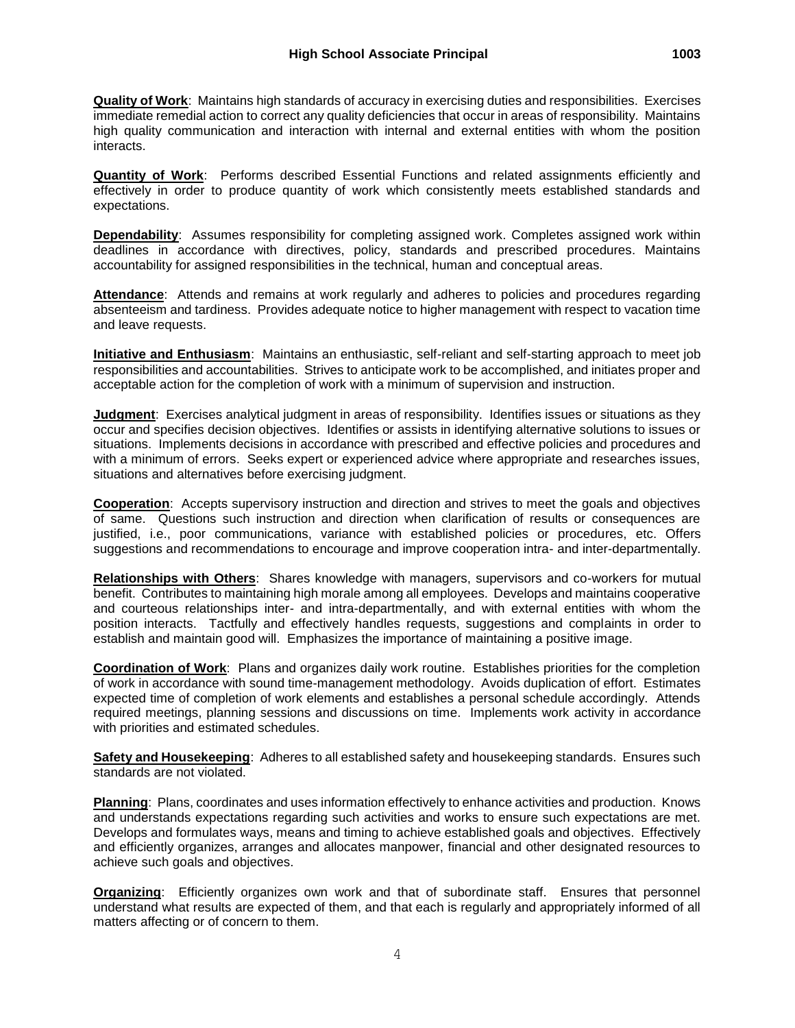**Quality of Work**: Maintains high standards of accuracy in exercising duties and responsibilities. Exercises immediate remedial action to correct any quality deficiencies that occur in areas of responsibility. Maintains high quality communication and interaction with internal and external entities with whom the position interacts.

**Quantity of Work**: Performs described Essential Functions and related assignments efficiently and effectively in order to produce quantity of work which consistently meets established standards and expectations.

**Dependability**: Assumes responsibility for completing assigned work. Completes assigned work within deadlines in accordance with directives, policy, standards and prescribed procedures. Maintains accountability for assigned responsibilities in the technical, human and conceptual areas.

**Attendance**: Attends and remains at work regularly and adheres to policies and procedures regarding absenteeism and tardiness. Provides adequate notice to higher management with respect to vacation time and leave requests.

**Initiative and Enthusiasm**: Maintains an enthusiastic, self-reliant and self-starting approach to meet job responsibilities and accountabilities. Strives to anticipate work to be accomplished, and initiates proper and acceptable action for the completion of work with a minimum of supervision and instruction.

**Judgment**: Exercises analytical judgment in areas of responsibility. Identifies issues or situations as they occur and specifies decision objectives. Identifies or assists in identifying alternative solutions to issues or situations. Implements decisions in accordance with prescribed and effective policies and procedures and with a minimum of errors. Seeks expert or experienced advice where appropriate and researches issues, situations and alternatives before exercising judgment.

**Cooperation**: Accepts supervisory instruction and direction and strives to meet the goals and objectives of same. Questions such instruction and direction when clarification of results or consequences are justified, i.e., poor communications, variance with established policies or procedures, etc. Offers suggestions and recommendations to encourage and improve cooperation intra- and inter-departmentally.

**Relationships with Others**: Shares knowledge with managers, supervisors and co-workers for mutual benefit. Contributes to maintaining high morale among all employees. Develops and maintains cooperative and courteous relationships inter- and intra-departmentally, and with external entities with whom the position interacts. Tactfully and effectively handles requests, suggestions and complaints in order to establish and maintain good will. Emphasizes the importance of maintaining a positive image.

**Coordination of Work**: Plans and organizes daily work routine. Establishes priorities for the completion of work in accordance with sound time-management methodology. Avoids duplication of effort. Estimates expected time of completion of work elements and establishes a personal schedule accordingly. Attends required meetings, planning sessions and discussions on time. Implements work activity in accordance with priorities and estimated schedules.

**Safety and Housekeeping**: Adheres to all established safety and housekeeping standards. Ensures such standards are not violated.

**Planning**: Plans, coordinates and uses information effectively to enhance activities and production. Knows and understands expectations regarding such activities and works to ensure such expectations are met. Develops and formulates ways, means and timing to achieve established goals and objectives. Effectively and efficiently organizes, arranges and allocates manpower, financial and other designated resources to achieve such goals and objectives.

**Organizing**: Efficiently organizes own work and that of subordinate staff. Ensures that personnel understand what results are expected of them, and that each is regularly and appropriately informed of all matters affecting or of concern to them.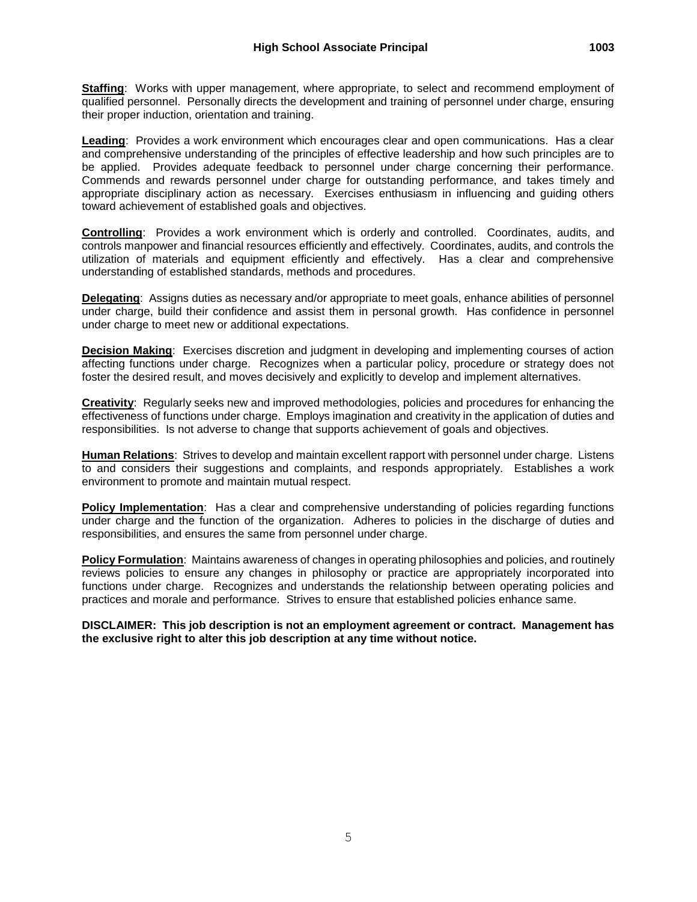**Staffing**: Works with upper management, where appropriate, to select and recommend employment of qualified personnel. Personally directs the development and training of personnel under charge, ensuring their proper induction, orientation and training.

**Leading**: Provides a work environment which encourages clear and open communications. Has a clear and comprehensive understanding of the principles of effective leadership and how such principles are to be applied. Provides adequate feedback to personnel under charge concerning their performance. Commends and rewards personnel under charge for outstanding performance, and takes timely and appropriate disciplinary action as necessary. Exercises enthusiasm in influencing and guiding others toward achievement of established goals and objectives.

**Controlling**: Provides a work environment which is orderly and controlled. Coordinates, audits, and controls manpower and financial resources efficiently and effectively. Coordinates, audits, and controls the utilization of materials and equipment efficiently and effectively. Has a clear and comprehensive understanding of established standards, methods and procedures.

**Delegating**: Assigns duties as necessary and/or appropriate to meet goals, enhance abilities of personnel under charge, build their confidence and assist them in personal growth. Has confidence in personnel under charge to meet new or additional expectations.

**Decision Making**: Exercises discretion and judgment in developing and implementing courses of action affecting functions under charge. Recognizes when a particular policy, procedure or strategy does not foster the desired result, and moves decisively and explicitly to develop and implement alternatives.

**Creativity**: Regularly seeks new and improved methodologies, policies and procedures for enhancing the effectiveness of functions under charge. Employs imagination and creativity in the application of duties and responsibilities. Is not adverse to change that supports achievement of goals and objectives.

**Human Relations**: Strives to develop and maintain excellent rapport with personnel under charge. Listens to and considers their suggestions and complaints, and responds appropriately. Establishes a work environment to promote and maintain mutual respect.

**Policy Implementation**: Has a clear and comprehensive understanding of policies regarding functions under charge and the function of the organization. Adheres to policies in the discharge of duties and responsibilities, and ensures the same from personnel under charge.

**Policy Formulation**: Maintains awareness of changes in operating philosophies and policies, and routinely reviews policies to ensure any changes in philosophy or practice are appropriately incorporated into functions under charge. Recognizes and understands the relationship between operating policies and practices and morale and performance. Strives to ensure that established policies enhance same.

**DISCLAIMER: This job description is not an employment agreement or contract. Management has the exclusive right to alter this job description at any time without notice.**